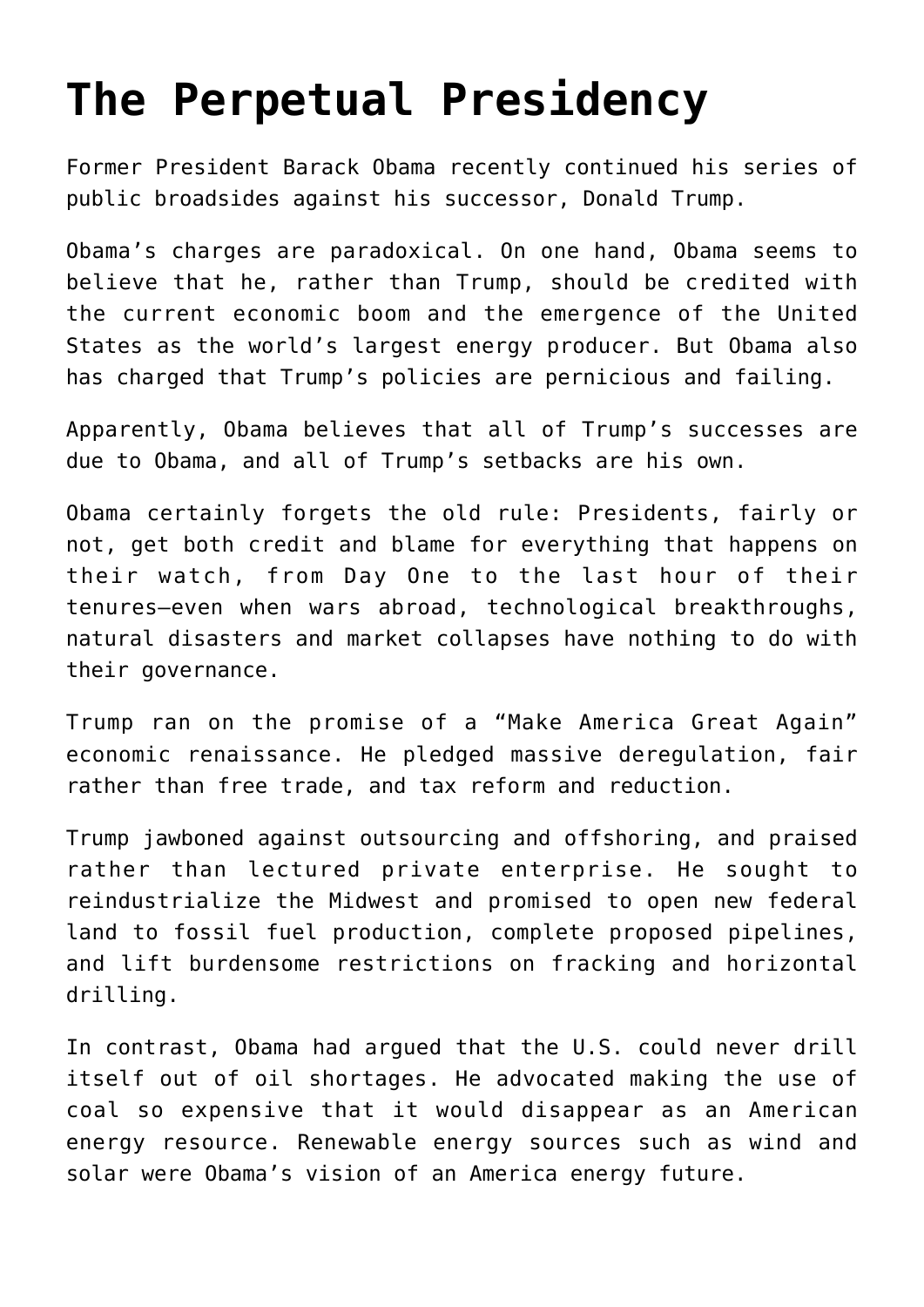# The Perpetual Presidency

Former President Barack Obama recently continued his series of public broadsides against his successor, Donald Trump.

Obama's charges are paradoxical. On one hand, Obama seems to believe that he, rather than Trump, should be credited with the current economic boom and the emergence of the United States as the world's largest energy producer. But Obama also has charged that Trump's policies are pernicious and failing.

Apparently, Obama believes that all of Trump's successes are due to Obama, and all of Trump's setbacks are his own.

Obama certainly forgets the old rule: Presidents, fairly or not, get both credit and blame for everything that happens on their watch, from Day One to the last hour of their tenures—even when wars abroad, technological breakthroughs, natural disasters and market collapses have nothing to do with their governance.

Trump ran on the promise of a "Make America Great Again" economic renaissance. He pledged massive deregulation, fair rather than free trade, and tax reform and reduction.

Trump jawboned against outsourcing and offshoring, and praised rather than lectured private enterprise. He sought to reindustrialize the Midwest and promised to open new federal land to fossil fuel production, complete proposed pipelines, and lift burdensome restrictions on fracking and horizontal drilling.

In contrast, Obama had argued that the U.S. could never drill itself out of oil shortages. He advocated making the use of coal so expensive that it would disappear as an American energy resource. Renewable energy sources such as wind and solar were Obama's vision of an America energy future.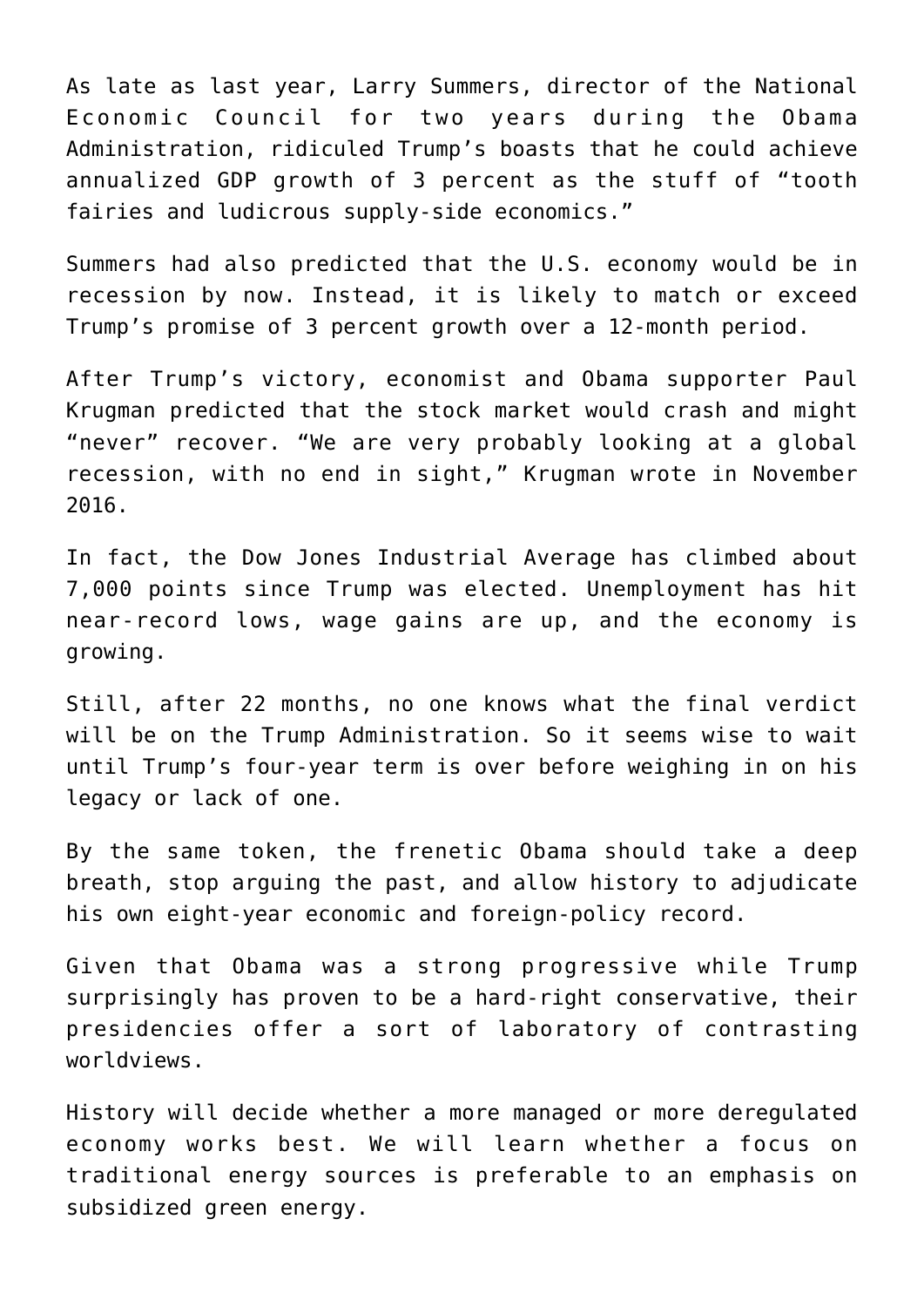As late as last year, Larry Summers, director of the National Economic Council for two years during the Obama Administration, ridiculed Trump's boasts that he could achieve annualized GDP growth of 3 percent as the stuff of "tooth fairies and ludicrous supply-side economics."

Summers had also predicted that the U.S. economy would be in recession by now. Instead, it is likely to match or exceed Trump's promise of 3 percent growth over a 12-month period.

After Trump's victory, economist and Obama supporter Paul Krugman predicted that the stock market would crash and might "never" recover. "We are very probably looking at a global recession, with no end in sight," Krugman wrote in November 2016.

In fact, the Dow Jones Industrial Average has climbed about 7,000 points since Trump was elected. Unemployment has hit near-record lows, wage gains are up, and the economy is growing.

Still, after 22 months, no one knows what the final verdict will be on the Trump Administration. So it seems wise to wait until Trump's four-year term is over before weighing in on his legacy or lack of one.

By the same token, the frenetic Obama should take a deep breath, stop arguing the past, and allow history to adjudicate his own eight-year economic and foreign-policy record.

Given that Obama was a strong progressive while Trump surprisingly has proven to be a hard-right conservative, their presidencies offer a sort of laboratory of contrasting worldviews.

History will decide whether a more managed or more deregulated economy works best. We will learn whether a focus on traditional energy sources is preferable to an emphasis on subsidized green energy.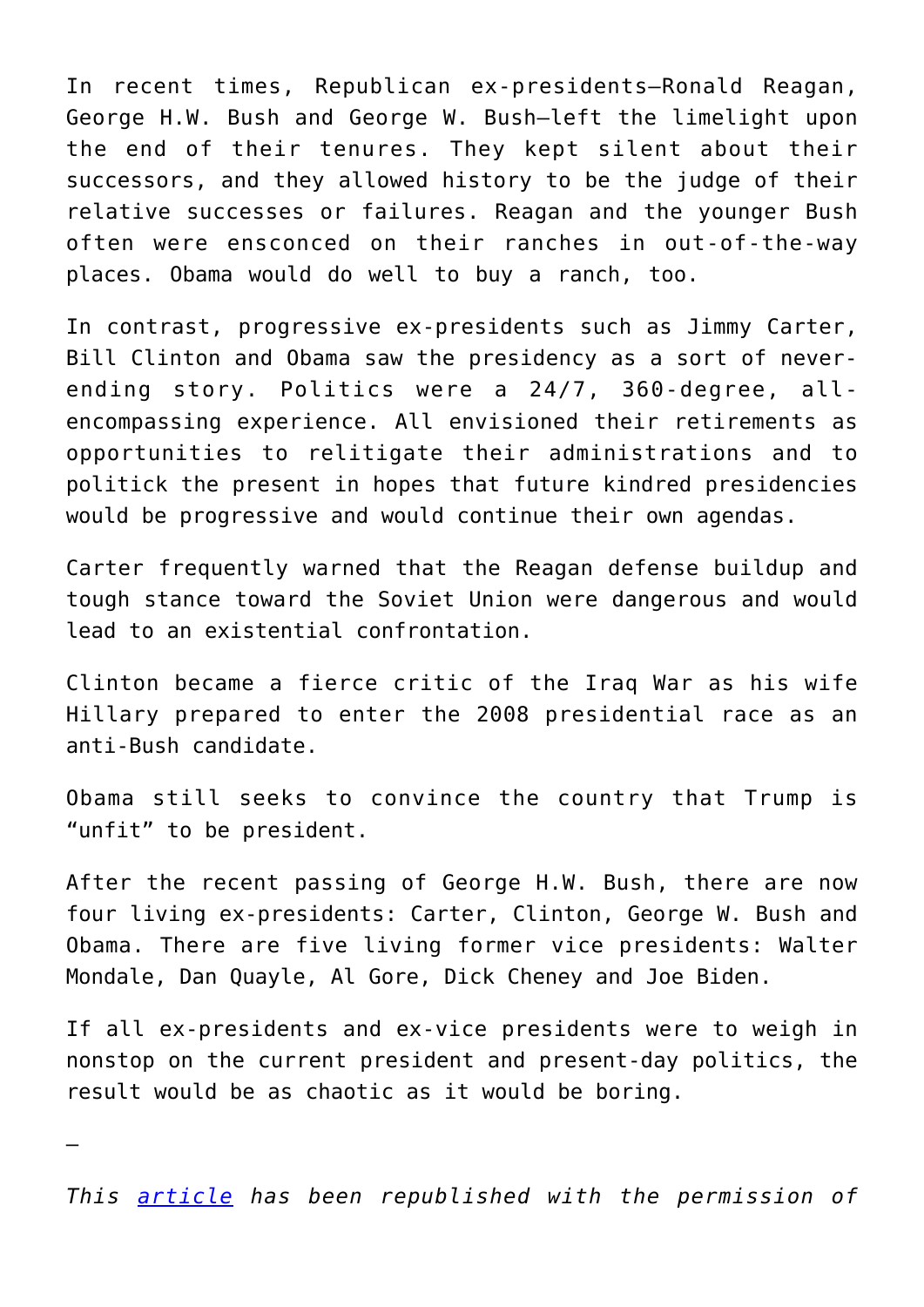In recent times, Republican ex-presidents—Ronald Reagan, George H.W. Bush and George W. Bush—left the limelight upon the end of their tenures. They kept silent about their successors, and they allowed history to be the judge of their relative successes or failures. Reagan and the younger Bush often were ensconced on their ranches in out-of-the-way places. Obama would do well to buy a ranch, too.

In contrast, progressive ex-presidents such as Jimmy Carter, Bill Clinton and Obama saw the presidency as a sort of never-ending story. Politics were a 24/7, 360-degree, all-encompassing experience. All envisioned their retirements as opportunities to relitigate their administrations and to politick the present in hopes that future kindred presidencies would be progressive and would continue their own agendas.

Carter frequently warned that the Reagan defense buildup and tough stance toward the Soviet Union were dangerous and would lead to an existential confrontation.

Clinton became a fierce critic of the Iraq War as his wife Hillary prepared to enter the 2008 presidential race as an anti-Bush candidate.

Obama still seeks to convince the country that Trump is "unfit" to be president.

After the recent passing of George H.W. Bush, there are now four living ex-presidents: Carter, Clinton, George W. Bush and Obama. There are five living former vice presidents: Walter Mondale, Dan Quayle, Al Gore, Dick Cheney and Joe Biden.

If all ex-presidents and ex-vice presidents were to weigh in nonstop on the current president and present-day politics, the result would be as chaotic as it would be boring.

—

*This [article](article) has been republished with the permission of*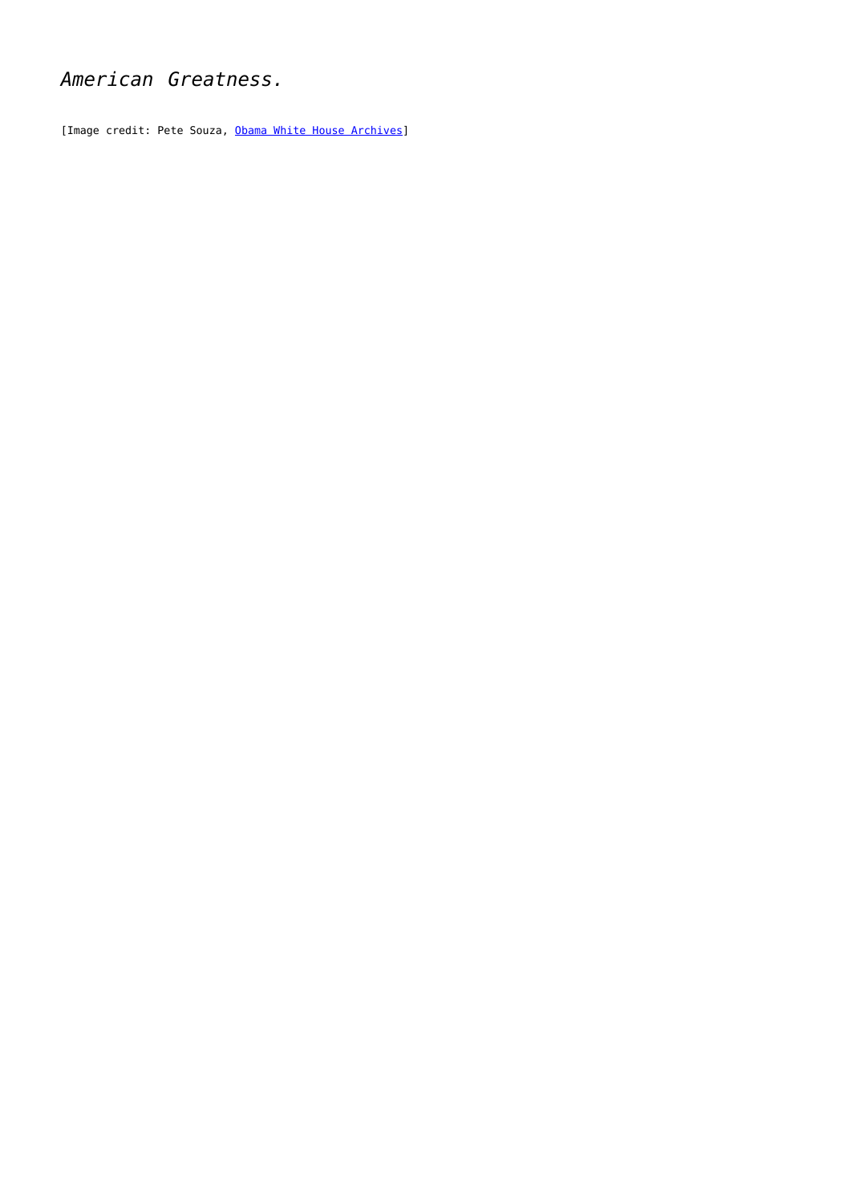*American Greatness.*

[Image credit: Pete Souza, [Obama White House Archives]]